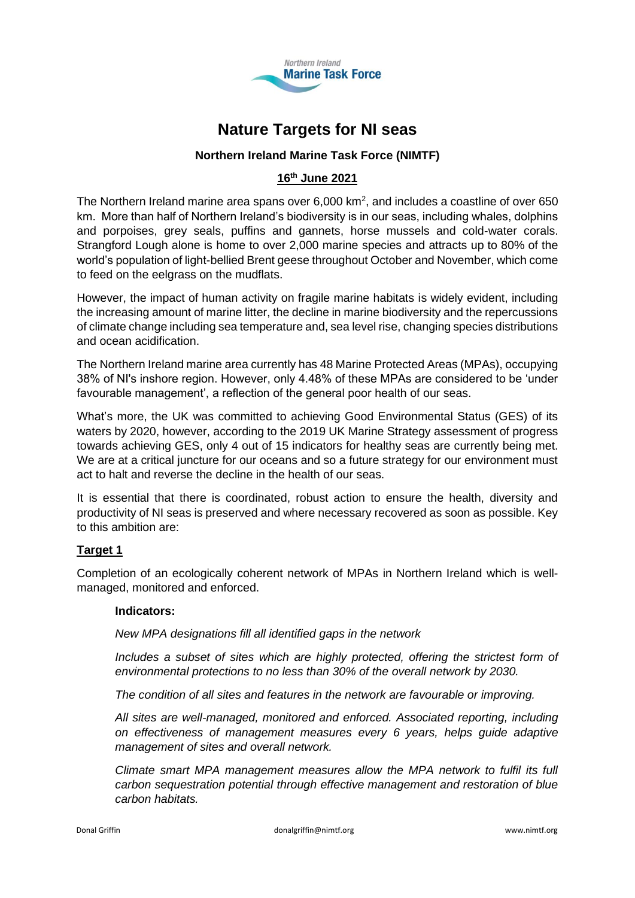# Nature Targets for NI seas

**Northern Ireland Marine Task Force (NIMTF)**

**16th June 2021**

The Northern Ireland marine area spans over 6,000 km$^2$, and includes a coastline of over 650 km. More than half of Northern Ireland's biodiversity is in our seas, including whales, dolphins and porpoises, grey seals, puffins and gannets, horse mussels and cold-water corals. Strangford Lough alone is home to over 2,000 marine species and attracts up to 80% of the world's population of light-bellied Brent geese throughout October and November, which come to feed on the eelgrass on the mudflats.

However, the impact of human activity on fragile marine habitats is widely evident, including the increasing amount of marine litter, the decline in marine biodiversity and the repercussions of climate change including sea temperature and, sea level rise, changing species distributions and ocean acidification.

The Northern Ireland marine area currently has 48 Marine Protected Areas (MPAs), occupying 38% of NI's inshore region. However, only 4.48% of these MPAs are considered to be 'under favourable management', a reflection of the general poor health of our seas.

What's more, the UK was committed to achieving Good Environmental Status (GES) of its waters by 2020, however, according to the 2019 UK Marine Strategy assessment of progress towards achieving GES, only 4 out of 15 indicators for healthy seas are currently being met. We are at a critical juncture for our oceans and so a future strategy for our environment must act to halt and reverse the decline in the health of our seas.

It is essential that there is coordinated, robust action to ensure the health, diversity and productivity of NI seas is preserved and where necessary recovered as soon as possible. Key to this ambition are:

## Target 1

Completion of an ecologically coherent network of MPAs in Northern Ireland which is well-managed, monitored and enforced.

**Indicators:**

*New MPA designations fill all identified gaps in the network*

*Includes a subset of sites which are highly protected, offering the strictest form of environmental protections to no less than 30% of the overall network by 2030.*

*The condition of all sites and features in the network are favourable or improving.*

*All sites are well-managed, monitored and enforced. Associated reporting, including on effectiveness of management measures every 6 years, helps guide adaptive management of sites and overall network.*

*Climate smart MPA management measures allow the MPA network to fulfil its full carbon sequestration potential through effective management and restoration of blue carbon habitats.*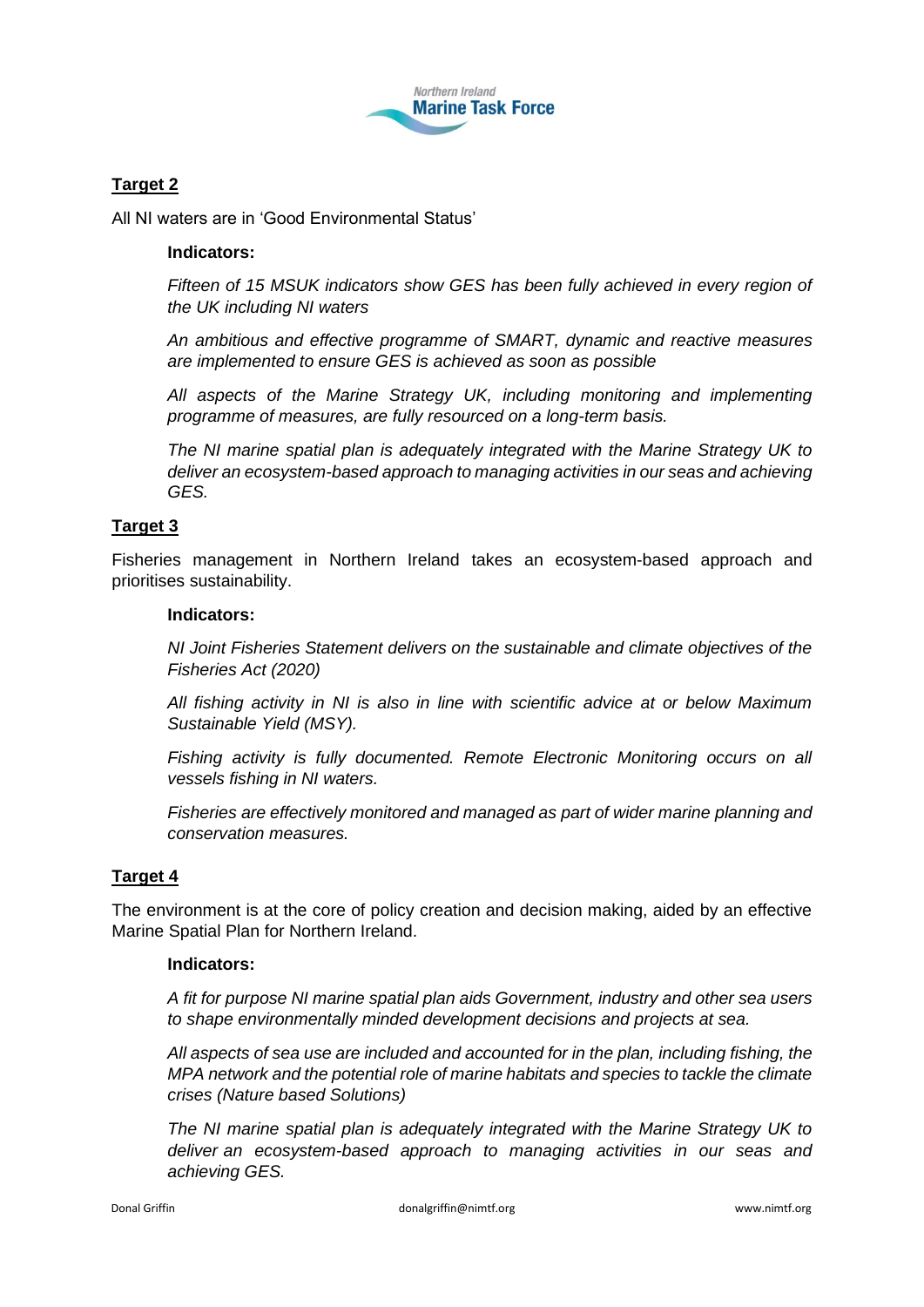**Target 2**

All NI waters are in 'Good Environmental Status'

**Indicators:**

*Fifteen of 15 MSUK indicators show GES has been fully achieved in every region of the UK including NI waters*

*An ambitious and effective programme of SMART, dynamic and reactive measures are implemented to ensure GES is achieved as soon as possible*

*All aspects of the Marine Strategy UK, including monitoring and implementing programme of measures, are fully resourced on a long-term basis.*

*The NI marine spatial plan is adequately integrated with the Marine Strategy UK to deliver an ecosystem-based approach to managing activities in our seas and achieving GES.*

**Target 3**

Fisheries management in Northern Ireland takes an ecosystem-based approach and prioritises sustainability.

**Indicators:**

*NI Joint Fisheries Statement delivers on the sustainable and climate objectives of the Fisheries Act (2020)*

*All fishing activity in NI is also in line with scientific advice at or below Maximum Sustainable Yield (MSY).*

*Fishing activity is fully documented. Remote Electronic Monitoring occurs on all vessels fishing in NI waters.*

*Fisheries are effectively monitored and managed as part of wider marine planning and conservation measures.*

**Target 4**

The environment is at the core of policy creation and decision making, aided by an effective Marine Spatial Plan for Northern Ireland.

**Indicators:**

*A fit for purpose NI marine spatial plan aids Government, industry and other sea users to shape environmentally minded development decisions and projects at sea.*

*All aspects of sea use are included and accounted for in the plan, including fishing, the MPA network and the potential role of marine habitats and species to tackle the climate crises (Nature based Solutions)*

*The NI marine spatial plan is adequately integrated with the Marine Strategy UK to deliver an ecosystem-based approach to managing activities in our seas and achieving GES.*